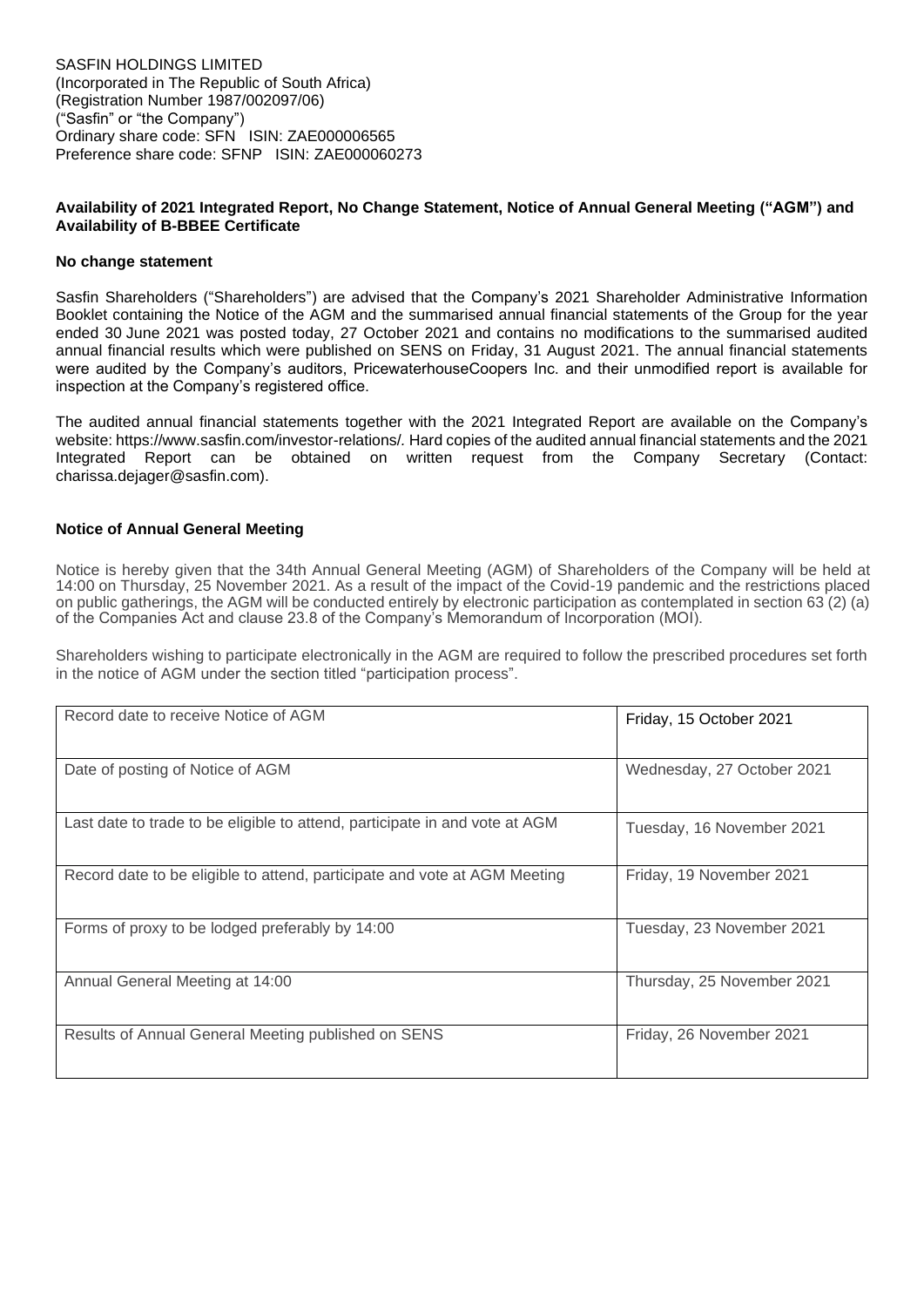SASFIN HOLDINGS LIMITED
(Incorporated in The Republic of South Africa)
(Registration Number 1987/002097/06)
("Sasfin" or "the Company")
Ordinary share code: SFN ISIN: ZAE000006565
Preference share code: SFNP ISIN: ZAE000060273

**Availability of 2021 Integrated Report, No Change Statement, Notice of Annual General Meeting ("AGM") and Availability of B-BBEE Certificate**

**No change statement**

Sasfin Shareholders ("Shareholders") are advised that the Company's 2021 Shareholder Administrative Information Booklet containing the Notice of the AGM and the summarised annual financial statements of the Group for the year ended 30 June 2021 was posted today, 27 October 2021 and contains no modifications to the summarised audited annual financial results which were published on SENS on Friday, 31 August 2021. The annual financial statements were audited by the Company's auditors, PricewaterhouseCoopers Inc. and their unmodified report is available for inspection at the Company's registered office.

The audited annual financial statements together with the 2021 Integrated Report are available on the Company's website: https://www.sasfin.com/investor-relations/. Hard copies of the audited annual financial statements and the 2021 Integrated Report can be obtained on written request from the Company Secretary (Contact: charissa.dejager@sasfin.com).

**Notice of Annual General Meeting**

Notice is hereby given that the 34th Annual General Meeting (AGM) of Shareholders of the Company will be held at 14:00 on Thursday, 25 November 2021. As a result of the impact of the Covid-19 pandemic and the restrictions placed on public gatherings, the AGM will be conducted entirely by electronic participation as contemplated in section 63 (2) (a) of the Companies Act and clause 23.8 of the Company's Memorandum of Incorporation (MOI).

Shareholders wishing to participate electronically in the AGM are required to follow the prescribed procedures set forth in the notice of AGM under the section titled "participation process".

| Event | Date |
|---|---|
| Record date to receive Notice of AGM | Friday, 15 October 2021 |
| Date of posting of Notice of AGM | Wednesday, 27 October 2021 |
| Last date to trade to be eligible to attend, participate in and vote at AGM | Tuesday, 16 November 2021 |
| Record date to be eligible to attend, participate and vote at AGM Meeting | Friday, 19 November 2021 |
| Forms of proxy to be lodged preferably by 14:00 | Tuesday, 23 November 2021 |
| Annual General Meeting at 14:00 | Thursday, 25 November 2021 |
| Results of Annual General Meeting published on SENS | Friday, 26 November 2021 |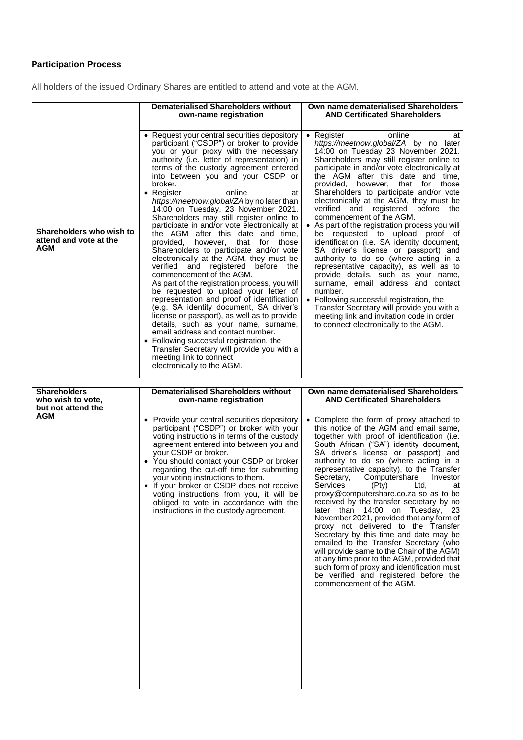## Participation Process

All holders of the issued Ordinary Shares are entitled to attend and vote at the AGM.

| | Dematerialised Shareholders without own-name registration | Own name dematerialised Shareholders AND Certificated Shareholders |
|---|---|---|
| **Shareholders who wish to attend and vote at the AGM** | • Request your central securities depository participant ("CSDP") or broker to provide you or your proxy with the necessary authority (i.e. letter of representation) in terms of the custody agreement entered into between you and your CSDP or broker. <br> • Register online at *https://meetnow.global/ZA* by no later than 14:00 on Tuesday, 23 November 2021. Shareholders may still register online to participate in and/or vote electronically at the AGM after this date and time, provided, however, that for those Shareholders to participate and/or vote electronically at the AGM, they must be verified and registered before the commencement of the AGM. As part of the registration process, you will be requested to upload your letter of representation and proof of identification (e.g. SA identity document, SA driver's license or passport), as well as to provide details, such as your name, surname, email address and contact number. <br> • Following successful registration, the Transfer Secretary will provide you with a meeting link to connect electronically to the AGM. | • Register online at *https://meetnow.global/ZA* by no later 14:00 on Tuesday 23 November 2021. Shareholders may still register online to participate in and/or vote electronically at the AGM after this date and time, provided, however, that for those Shareholders to participate and/or vote electronically at the AGM, they must be verified and registered before the commencement of the AGM. <br> • As part of the registration process you will be requested to upload proof of identification (i.e. SA identity document, SA driver's license or passport) and authority to do so (where acting in a representative capacity), as well as to provide details, such as your name, surname, email address and contact number. <br> • Following successful registration, the Transfer Secretary will provide you with a meeting link and invitation code in order to connect electronically to the AGM. |

| **Shareholders who wish to vote, but not attend the AGM** | Dematerialised Shareholders without own-name registration | Own name dematerialised Shareholders AND Certificated Shareholders |
|---|---|---|
| | • Provide your central securities depository participant ("CSDP") or broker with your voting instructions in terms of the custody agreement entered into between you and your CSDP or broker. <br> • You should contact your CSDP or broker regarding the cut-off time for submitting your voting instructions to them. <br> • If your broker or CSDP does not receive voting instructions from you, it will be obliged to vote in accordance with the instructions in the custody agreement. | • Complete the form of proxy attached to this notice of the AGM and email same, together with proof of identification (i.e. South African ("SA") identity document, SA driver's license or passport) and authority to do so (where acting in a representative capacity), to the Transfer Secretary, Computershare Investor Services (Pty) Ltd, at proxy@computershare.co.za so as to be received by the transfer secretary by no later than 14:00 on Tuesday, 23 November 2021, provided that any form of proxy not delivered to the Transfer Secretary by this time and date may be emailed to the Transfer Secretary (who will provide same to the Chair of the AGM) at any time prior to the AGM, provided that such form of proxy and identification must be verified and registered before the commencement of the AGM. |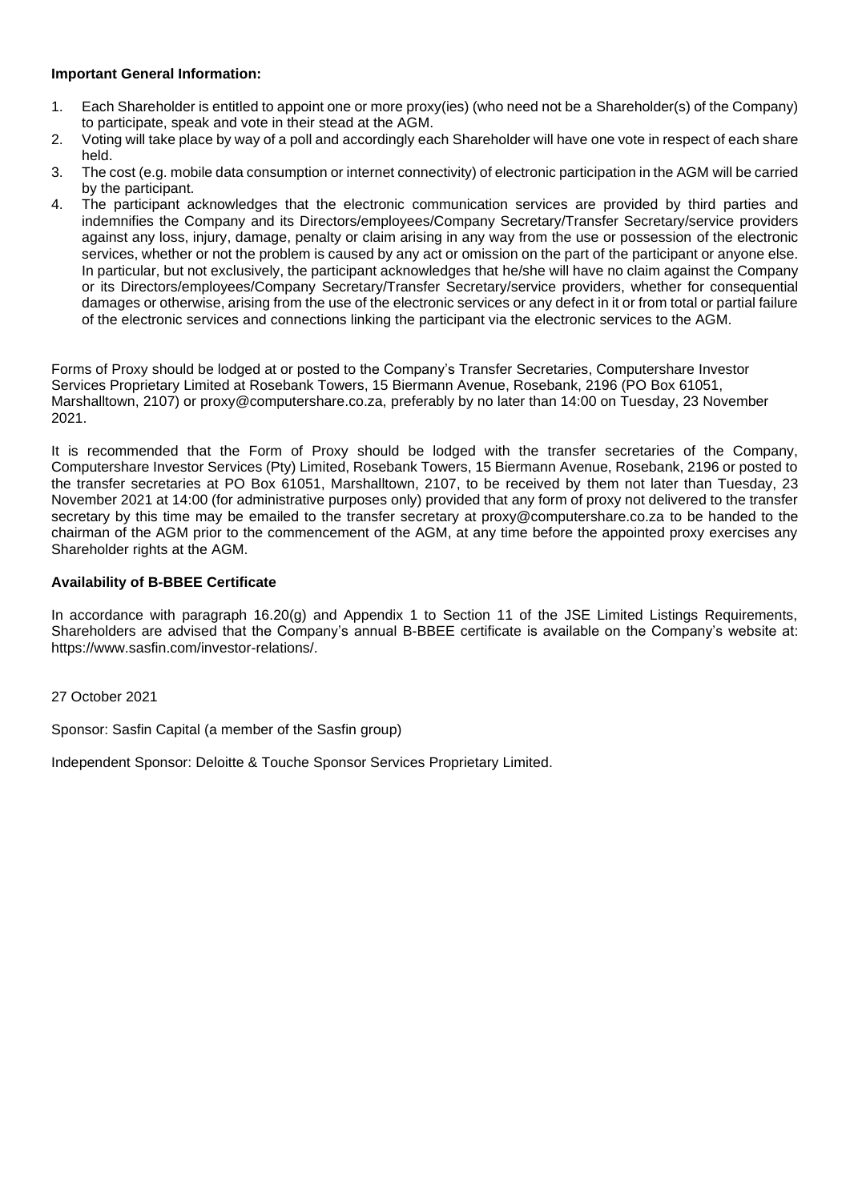**Important General Information:**

1. Each Shareholder is entitled to appoint one or more proxy(ies) (who need not be a Shareholder(s) of the Company) to participate, speak and vote in their stead at the AGM.
2. Voting will take place by way of a poll and accordingly each Shareholder will have one vote in respect of each share held.
3. The cost (e.g. mobile data consumption or internet connectivity) of electronic participation in the AGM will be carried by the participant.
4. The participant acknowledges that the electronic communication services are provided by third parties and indemnifies the Company and its Directors/employees/Company Secretary/Transfer Secretary/service providers against any loss, injury, damage, penalty or claim arising in any way from the use or possession of the electronic services, whether or not the problem is caused by any act or omission on the part of the participant or anyone else. In particular, but not exclusively, the participant acknowledges that he/she will have no claim against the Company or its Directors/employees/Company Secretary/Transfer Secretary/service providers, whether for consequential damages or otherwise, arising from the use of the electronic services or any defect in it or from total or partial failure of the electronic services and connections linking the participant via the electronic services to the AGM.

Forms of Proxy should be lodged at or posted to the Company's Transfer Secretaries, Computershare Investor Services Proprietary Limited at Rosebank Towers, 15 Biermann Avenue, Rosebank, 2196 (PO Box 61051, Marshalltown, 2107) or proxy@computershare.co.za, preferably by no later than 14:00 on Tuesday, 23 November 2021.

It is recommended that the Form of Proxy should be lodged with the transfer secretaries of the Company, Computershare Investor Services (Pty) Limited, Rosebank Towers, 15 Biermann Avenue, Rosebank, 2196 or posted to the transfer secretaries at PO Box 61051, Marshalltown, 2107, to be received by them not later than Tuesday, 23 November 2021 at 14:00 (for administrative purposes only) provided that any form of proxy not delivered to the transfer secretary by this time may be emailed to the transfer secretary at proxy@computershare.co.za to be handed to the chairman of the AGM prior to the commencement of the AGM, at any time before the appointed proxy exercises any Shareholder rights at the AGM.

**Availability of B-BBEE Certificate**

In accordance with paragraph 16.20(g) and Appendix 1 to Section 11 of the JSE Limited Listings Requirements, Shareholders are advised that the Company's annual B-BBEE certificate is available on the Company's website at: https://www.sasfin.com/investor-relations/.

27 October 2021

Sponsor: Sasfin Capital (a member of the Sasfin group)

Independent Sponsor: Deloitte & Touche Sponsor Services Proprietary Limited.